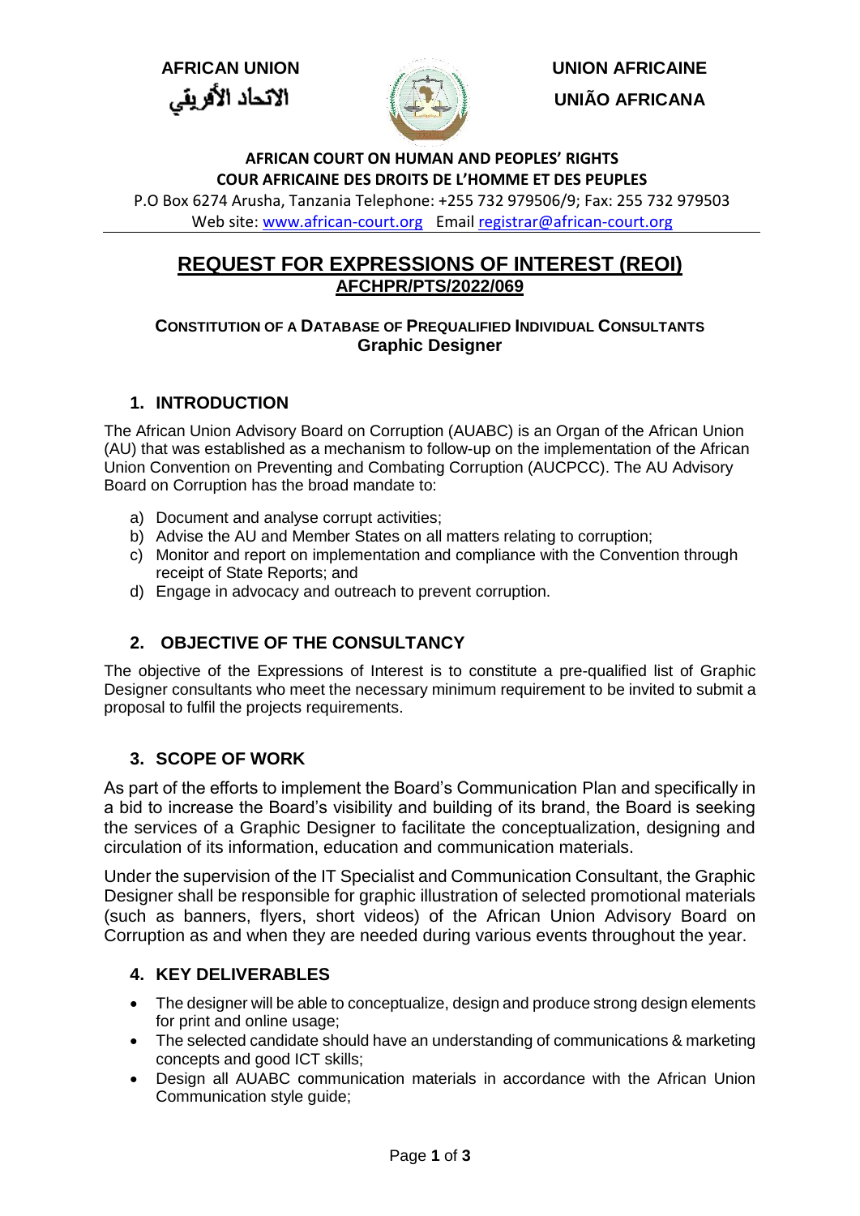AFRICAN UNION

الاتحاد الأفريقي

UNION AFRICAINE

UNIÃO AFRICANA

**AFRICAN COURT ON HUMAN AND PEOPLES' RIGHTS**
**COUR AFRICAINE DES DROITS DE L'HOMME ET DES PEUPLES**

P.O Box 6274 Arusha, Tanzania Telephone: +255 732 979506/9; Fax: 255 732 979503
Web site: www.african-court.org Email registrar@african-court.org

# REQUEST FOR EXPRESSIONS OF INTEREST (REOI)

**AFCHPR/PTS/2022/069**

**CONSTITUTION OF A DATABASE OF PREQUALIFIED INDIVIDUAL CONSULTANTS**
**Graphic Designer**

## 1. INTRODUCTION

The African Union Advisory Board on Corruption (AUABC) is an Organ of the African Union (AU) that was established as a mechanism to follow-up on the implementation of the African Union Convention on Preventing and Combating Corruption (AUCPCC). The AU Advisory Board on Corruption has the broad mandate to:

a) Document and analyse corrupt activities;
b) Advise the AU and Member States on all matters relating to corruption;
c) Monitor and report on implementation and compliance with the Convention through receipt of State Reports; and
d) Engage in advocacy and outreach to prevent corruption.

## 2. OBJECTIVE OF THE CONSULTANCY

The objective of the Expressions of Interest is to constitute a pre-qualified list of Graphic Designer consultants who meet the necessary minimum requirement to be invited to submit a proposal to fulfil the projects requirements.

## 3. SCOPE OF WORK

As part of the efforts to implement the Board's Communication Plan and specifically in a bid to increase the Board's visibility and building of its brand, the Board is seeking the services of a Graphic Designer to facilitate the conceptualization, designing and circulation of its information, education and communication materials.

Under the supervision of the IT Specialist and Communication Consultant, the Graphic Designer shall be responsible for graphic illustration of selected promotional materials (such as banners, flyers, short videos) of the African Union Advisory Board on Corruption as and when they are needed during various events throughout the year.

## 4. KEY DELIVERABLES

- The designer will be able to conceptualize, design and produce strong design elements for print and online usage;
- The selected candidate should have an understanding of communications & marketing concepts and good ICT skills;
- Design all AUABC communication materials in accordance with the African Union Communication style guide;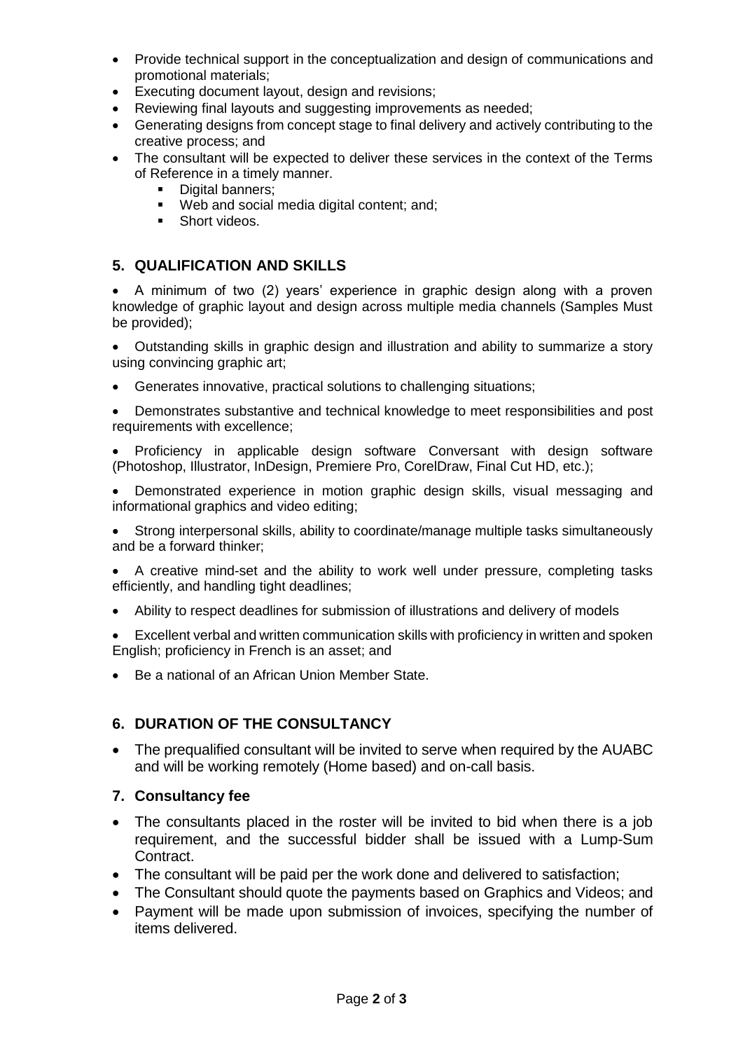- Provide technical support in the conceptualization and design of communications and promotional materials;
- Executing document layout, design and revisions;
- Reviewing final layouts and suggesting improvements as needed;
- Generating designs from concept stage to final delivery and actively contributing to the creative process; and
- The consultant will be expected to deliver these services in the context of the Terms of Reference in a timely manner.
    - Digital banners;
    - Web and social media digital content; and;
    - Short videos.

## 5. QUALIFICATION AND SKILLS

- A minimum of two (2) years' experience in graphic design along with a proven knowledge of graphic layout and design across multiple media channels (Samples Must be provided);
- Outstanding skills in graphic design and illustration and ability to summarize a story using convincing graphic art;
- Generates innovative, practical solutions to challenging situations;
- Demonstrates substantive and technical knowledge to meet responsibilities and post requirements with excellence;
- Proficiency in applicable design software Conversant with design software (Photoshop, Illustrator, InDesign, Premiere Pro, CorelDraw, Final Cut HD, etc.);
- Demonstrated experience in motion graphic design skills, visual messaging and informational graphics and video editing;
- Strong interpersonal skills, ability to coordinate/manage multiple tasks simultaneously and be a forward thinker;
- A creative mind-set and the ability to work well under pressure, completing tasks efficiently, and handling tight deadlines;
- Ability to respect deadlines for submission of illustrations and delivery of models
- Excellent verbal and written communication skills with proficiency in written and spoken English; proficiency in French is an asset; and
- Be a national of an African Union Member State.

## 6. DURATION OF THE CONSULTANCY

- The prequalified consultant will be invited to serve when required by the AUABC and will be working remotely (Home based) and on-call basis.

## 7. Consultancy fee

- The consultants placed in the roster will be invited to bid when there is a job requirement, and the successful bidder shall be issued with a Lump-Sum Contract.
- The consultant will be paid per the work done and delivered to satisfaction;
- The Consultant should quote the payments based on Graphics and Videos; and
- Payment will be made upon submission of invoices, specifying the number of items delivered.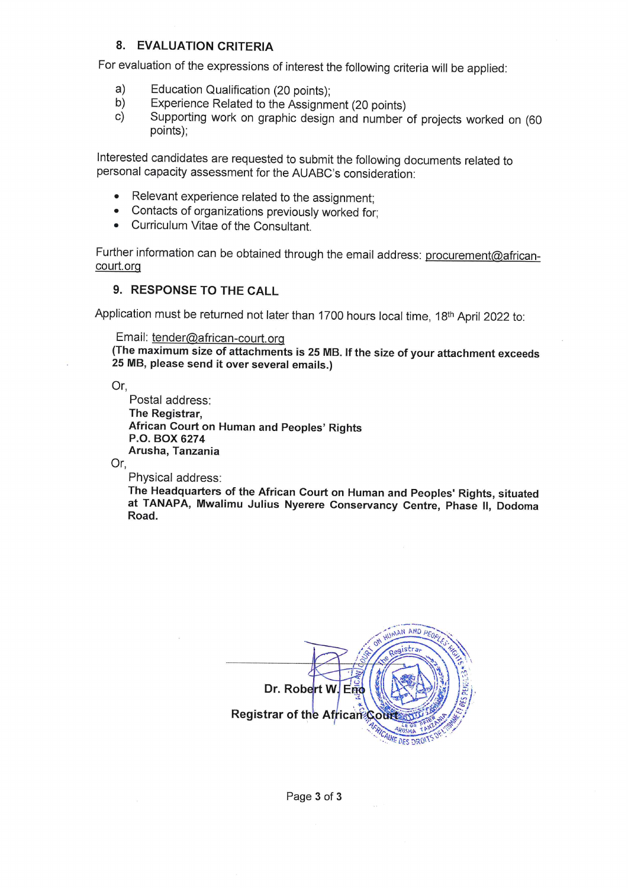## 8. EVALUATION CRITERIA

For evaluation of the expressions of interest the following criteria will be applied:

a) Education Qualification (20 points);
b) Experience Related to the Assignment (20 points)
c) Supporting work on graphic design and number of projects worked on (60 points);

Interested candidates are requested to submit the following documents related to personal capacity assessment for the AUABC's consideration:

- Relevant experience related to the assignment;
- Contacts of organizations previously worked for;
- Curriculum Vitae of the Consultant.

Further information can be obtained through the email address: procurement@african-court.org

## 9. RESPONSE TO THE CALL

Application must be returned not later than 1700 hours local time, 18th April 2022 to:

Email: tender@african-court.org
**(The maximum size of attachments is 25 MB. If the size of your attachment exceeds 25 MB, please send it over several emails.)**

Or,

Postal address:
**The Registrar,**
**African Court on Human and Peoples' Rights**
**P.O. BOX 6274**
**Arusha, Tanzania**

Or,

Physical address:
**The Headquarters of the African Court on Human and Peoples' Rights, situated at TANAPA, Mwalimu Julius Nyerere Conservancy Centre, Phase II, Dodoma Road.**

**Dr. Robert W. Eno**

**Registrar of the African Court**